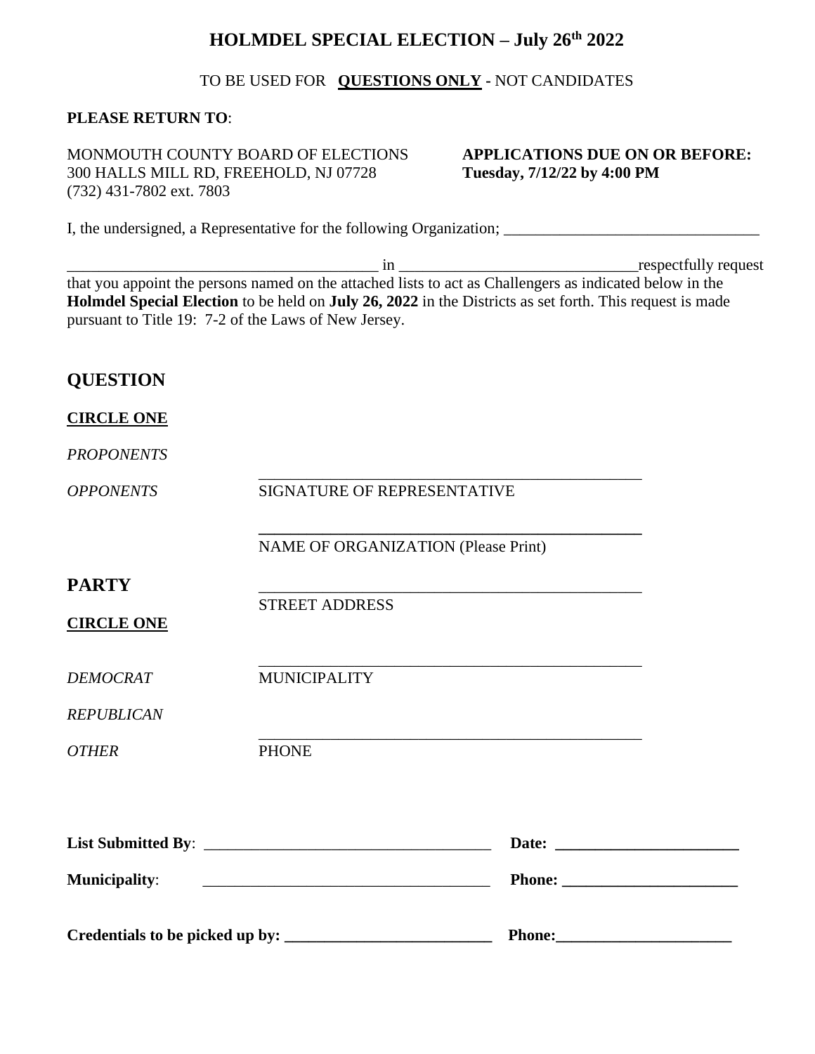# HOLMDEL SPECIAL ELECTION – July 26th 2022

TO BE USED FOR **QUESTIONS ONLY** - NOT CANDIDATES

**PLEASE RETURN TO**:

MONMOUTH COUNTY BOARD OF ELECTIONS
300 HALLS MILL RD, FREEHOLD, NJ 07728
(732) 431-7802 ext. 7803

**APPLICATIONS DUE ON OR BEFORE:**
**Tuesday, 7/12/22 by 4:00 PM**

I, the undersigned, a Representative for the following Organization; ________________________________

________________________________________ in ______________________________respectfully request that you appoint the persons named on the attached lists to act as Challengers as indicated below in the **Holmdel Special Election** to be held on **July 26, 2022** in the Districts as set forth. This request is made pursuant to Title 19: 7-2 of the Laws of New Jersey.

## QUESTION

**CIRCLE ONE**

*PROPONENTS*

*OPPONENTS*

__________________________________________________
SIGNATURE OF REPRESENTATIVE

__________________________________________________
NAME OF ORGANIZATION (Please Print)

## PARTY

**CIRCLE ONE**

*DEMOCRAT*

*REPUBLICAN*

*OTHER*

__________________________________________________
STREET ADDRESS

__________________________________________________
MUNICIPALITY

__________________________________________________
PHONE

**List Submitted By**: ____________________________________ **Date:** ________________________

**Municipality**: ____________________________________ **Phone:** ______________________

**Credentials to be picked up by:** __________________________ **Phone:**______________________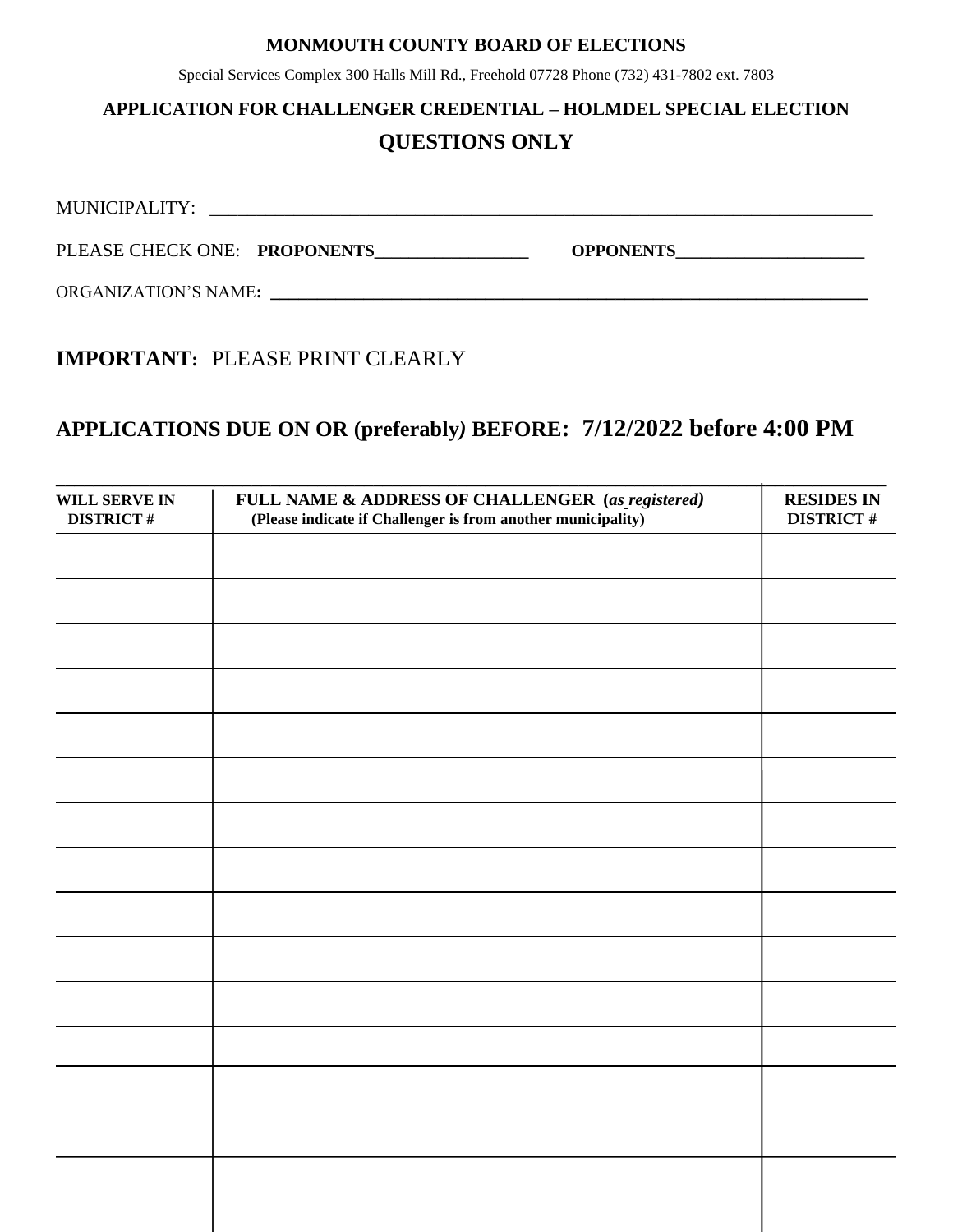**MONMOUTH COUNTY BOARD OF ELECTIONS**

Special Services Complex 300 Halls Mill Rd., Freehold 07728 Phone (732) 431-7802 ext. 7803

**APPLICATION FOR CHALLENGER CREDENTIAL – HOLMDEL SPECIAL ELECTION**

**QUESTIONS ONLY**

MUNICIPALITY: ______________________________________________________________

PLEASE CHECK ONE: **PROPONENTS________________** **OPPONENTS____________________**

ORGANIZATION'S NAME**: ____________________________________________________________**

**IMPORTANT:** PLEASE PRINT CLEARLY

## APPLICATIONS DUE ON OR (preferably) BEFORE: 7/12/2022 before 4:00 PM

| WILL SERVE IN DISTRICT # | FULL NAME & ADDRESS OF CHALLENGER (*as registered*) (Please indicate if Challenger is from another municipality) | RESIDES IN DISTRICT # |
|---|---|---|
| | | |
| | | |
| | | |
| | | |
| | | |
| | | |
| | | |
| | | |
| | | |
| | | |
| | | |
| | | |
| | | |
| | | |
| | | |